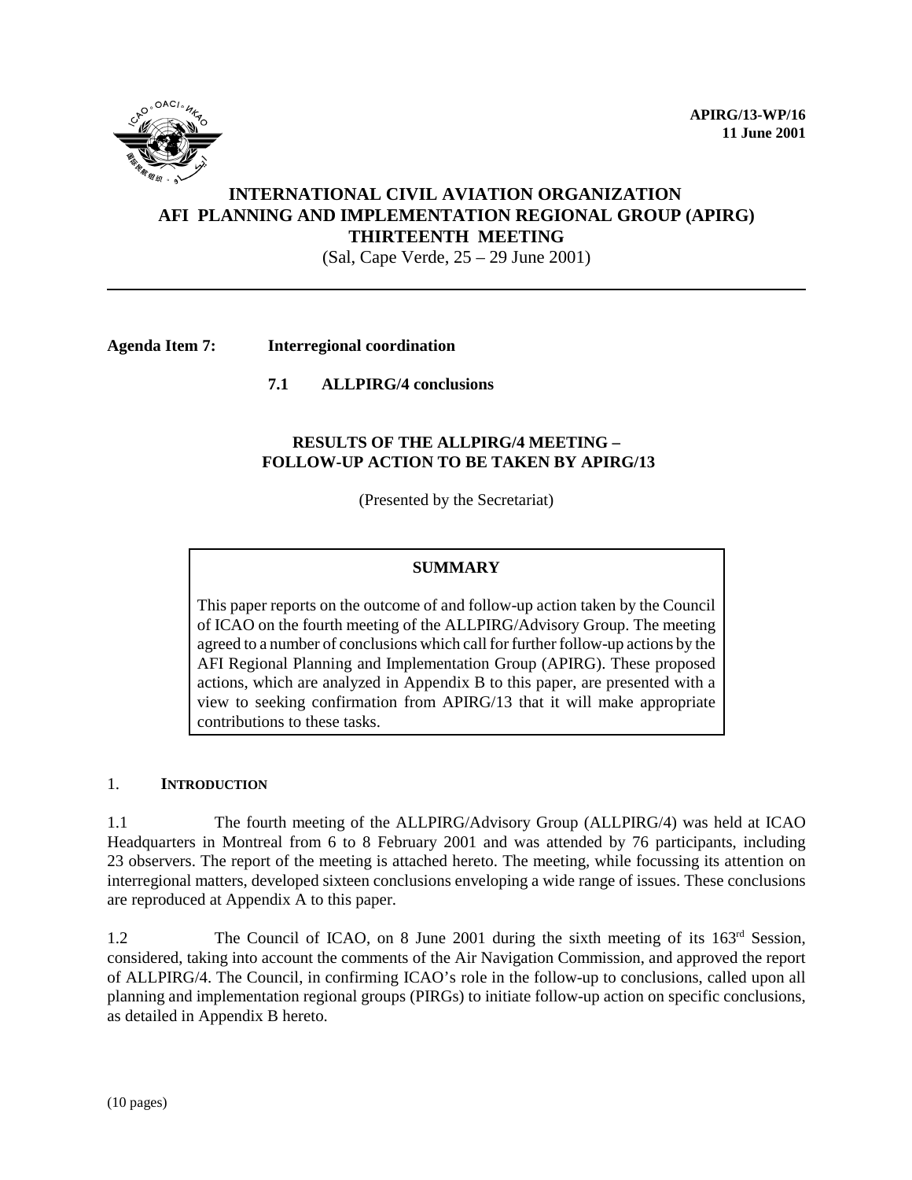**APIRG/13-WP/16**
**11 June 2001**

# INTERNATIONAL CIVIL AVIATION ORGANIZATION
# AFI PLANNING AND IMPLEMENTATION REGIONAL GROUP (APIRG)
# THIRTEENTH MEETING

(Sal, Cape Verde, 25 – 29 June 2001)

---

**Agenda Item 7: Interregional coordination**

**7.1 ALLPIRG/4 conclusions**

## RESULTS OF THE ALLPIRG/4 MEETING – FOLLOW-UP ACTION TO BE TAKEN BY APIRG/13

(Presented by the Secretariat)

> **SUMMARY**
>
> This paper reports on the outcome of and follow-up action taken by the Council of ICAO on the fourth meeting of the ALLPIRG/Advisory Group. The meeting agreed to a number of conclusions which call for further follow-up actions by the AFI Regional Planning and Implementation Group (APIRG). These proposed actions, which are analyzed in Appendix B to this paper, are presented with a view to seeking confirmation from APIRG/13 that it will make appropriate contributions to these tasks.

### 1. INTRODUCTION

1.1 The fourth meeting of the ALLPIRG/Advisory Group (ALLPIRG/4) was held at ICAO Headquarters in Montreal from 6 to 8 February 2001 and was attended by 76 participants, including 23 observers. The report of the meeting is attached hereto. The meeting, while focussing its attention on interregional matters, developed sixteen conclusions enveloping a wide range of issues. These conclusions are reproduced at Appendix A to this paper.

1.2 The Council of ICAO, on 8 June 2001 during the sixth meeting of its 163rd Session, considered, taking into account the comments of the Air Navigation Commission, and approved the report of ALLPIRG/4. The Council, in confirming ICAO's role in the follow-up to conclusions, called upon all planning and implementation regional groups (PIRGs) to initiate follow-up action on specific conclusions, as detailed in Appendix B hereto.

(10 pages)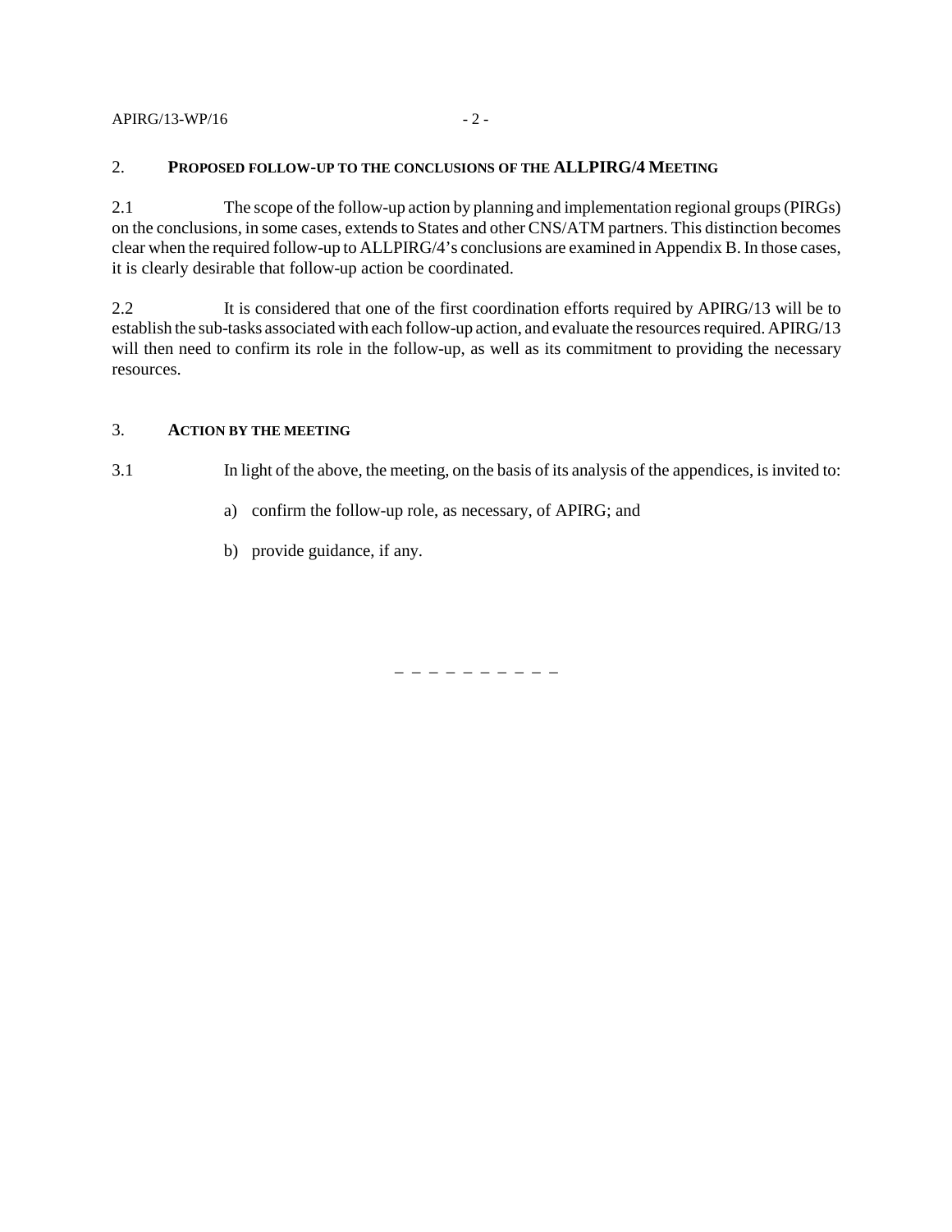## 2. PROPOSED FOLLOW-UP TO THE CONCLUSIONS OF THE ALLPIRG/4 MEETING

2.1 The scope of the follow-up action by planning and implementation regional groups (PIRGs) on the conclusions, in some cases, extends to States and other CNS/ATM partners. This distinction becomes clear when the required follow-up to ALLPIRG/4's conclusions are examined in Appendix B. In those cases, it is clearly desirable that follow-up action be coordinated.

2.2 It is considered that one of the first coordination efforts required by APIRG/13 will be to establish the sub-tasks associated with each follow-up action, and evaluate the resources required. APIRG/13 will then need to confirm its role in the follow-up, as well as its commitment to providing the necessary resources.

## 3. ACTION BY THE MEETING

3.1 In light of the above, the meeting, on the basis of its analysis of the appendices, is invited to:

a) confirm the follow-up role, as necessary, of APIRG; and

b) provide guidance, if any.

– – – – – – – – – –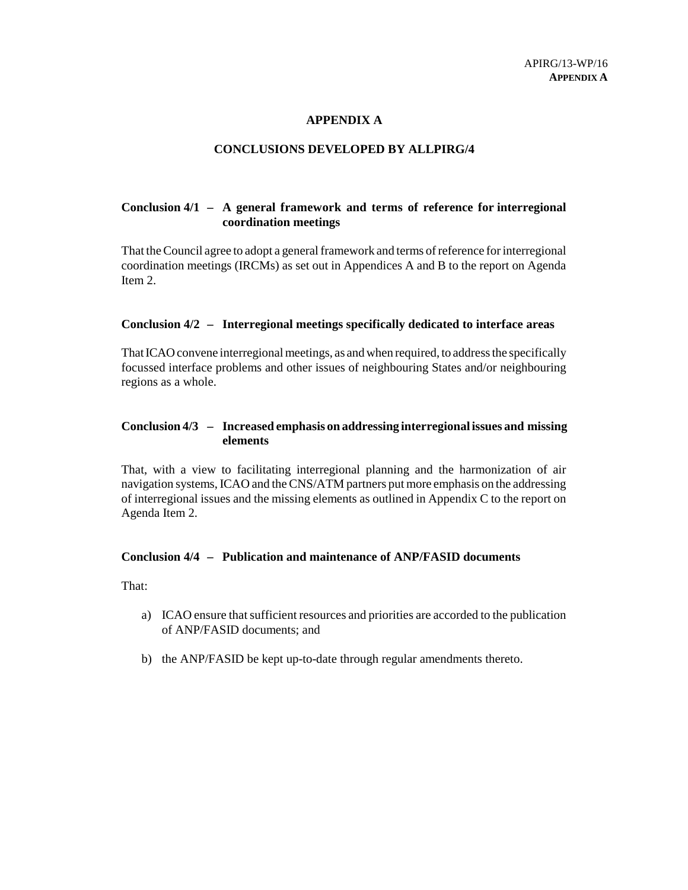# APPENDIX A

## CONCLUSIONS DEVELOPED BY ALLPIRG/4

**Conclusion 4/1 – A general framework and terms of reference for interregional coordination meetings**

That the Council agree to adopt a general framework and terms of reference for interregional coordination meetings (IRCMs) as set out in Appendices A and B to the report on Agenda Item 2.

**Conclusion 4/2 – Interregional meetings specifically dedicated to interface areas**

That ICAO convene interregional meetings, as and when required, to address the specifically focussed interface problems and other issues of neighbouring States and/or neighbouring regions as a whole.

**Conclusion 4/3 – Increased emphasis on addressing interregional issues and missing elements**

That, with a view to facilitating interregional planning and the harmonization of air navigation systems, ICAO and the CNS/ATM partners put more emphasis on the addressing of interregional issues and the missing elements as outlined in Appendix C to the report on Agenda Item 2.

**Conclusion 4/4 – Publication and maintenance of ANP/FASID documents**

That:

a) ICAO ensure that sufficient resources and priorities are accorded to the publication of ANP/FASID documents; and

b) the ANP/FASID be kept up-to-date through regular amendments thereto.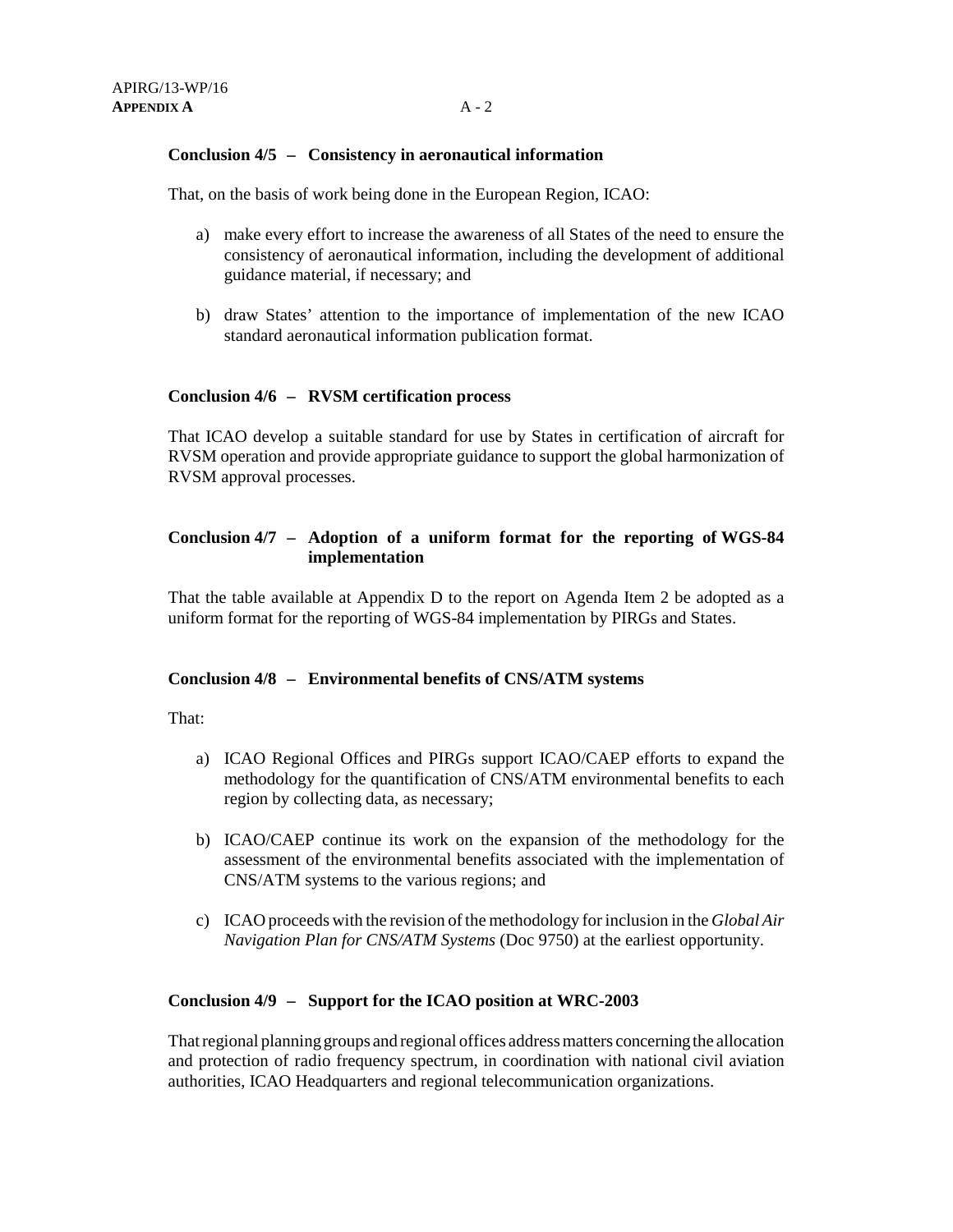**Conclusion 4/5 – Consistency in aeronautical information**

That, on the basis of work being done in the European Region, ICAO:

a) make every effort to increase the awareness of all States of the need to ensure the consistency of aeronautical information, including the development of additional guidance material, if necessary; and

b) draw States' attention to the importance of implementation of the new ICAO standard aeronautical information publication format.

**Conclusion 4/6 – RVSM certification process**

That ICAO develop a suitable standard for use by States in certification of aircraft for RVSM operation and provide appropriate guidance to support the global harmonization of RVSM approval processes.

**Conclusion 4/7 – Adoption of a uniform format for the reporting of WGS-84 implementation**

That the table available at Appendix D to the report on Agenda Item 2 be adopted as a uniform format for the reporting of WGS-84 implementation by PIRGs and States.

**Conclusion 4/8 – Environmental benefits of CNS/ATM systems**

That:

a) ICAO Regional Offices and PIRGs support ICAO/CAEP efforts to expand the methodology for the quantification of CNS/ATM environmental benefits to each region by collecting data, as necessary;

b) ICAO/CAEP continue its work on the expansion of the methodology for the assessment of the environmental benefits associated with the implementation of CNS/ATM systems to the various regions; and

c) ICAO proceeds with the revision of the methodology for inclusion in the *Global Air Navigation Plan for CNS/ATM Systems* (Doc 9750) at the earliest opportunity.

**Conclusion 4/9 – Support for the ICAO position at WRC-2003**

That regional planning groups and regional offices address matters concerning the allocation and protection of radio frequency spectrum, in coordination with national civil aviation authorities, ICAO Headquarters and regional telecommunication organizations.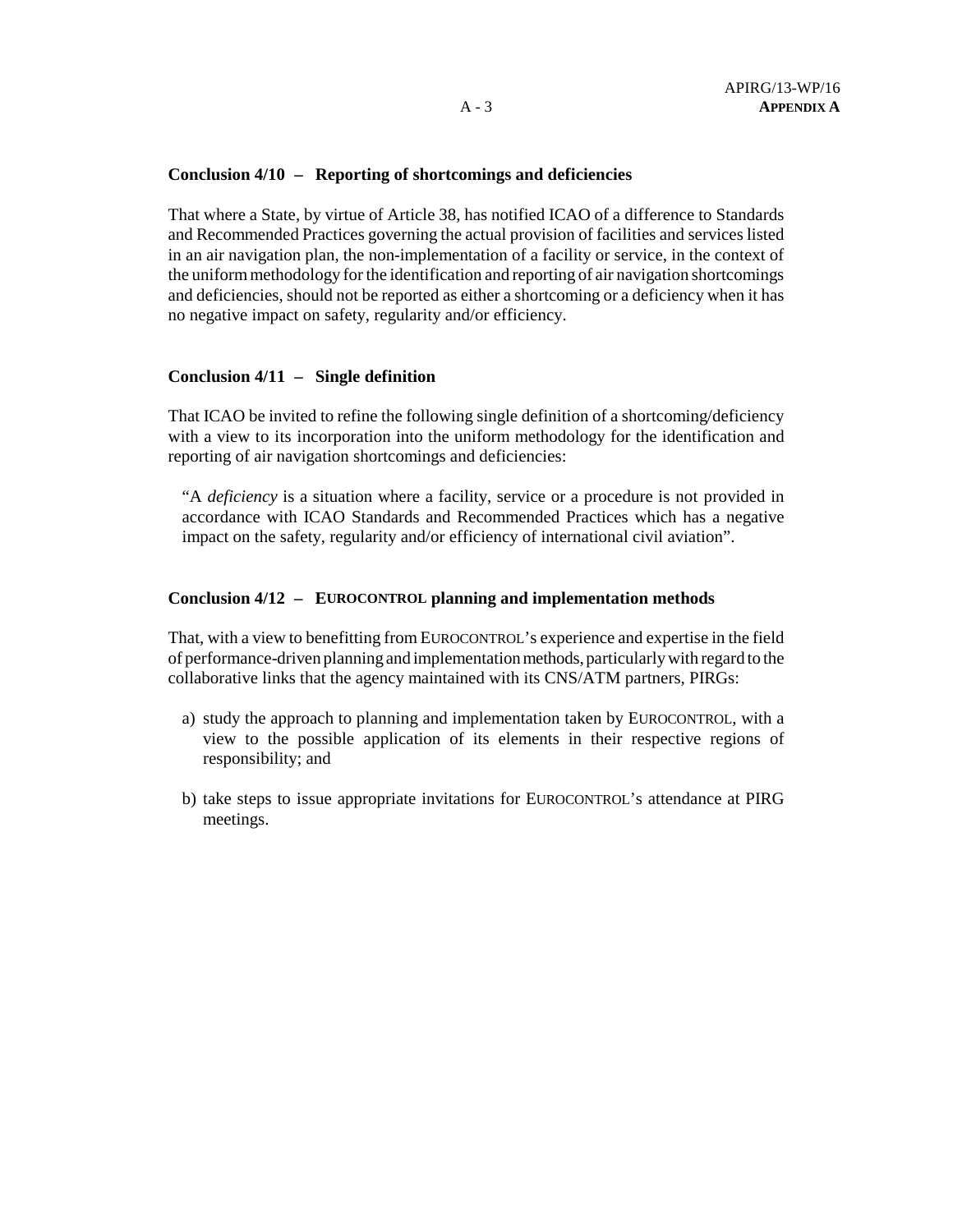**Conclusion 4/10 – Reporting of shortcomings and deficiencies**

That where a State, by virtue of Article 38, has notified ICAO of a difference to Standards and Recommended Practices governing the actual provision of facilities and services listed in an air navigation plan, the non-implementation of a facility or service, in the context of the uniform methodology for the identification and reporting of air navigation shortcomings and deficiencies, should not be reported as either a shortcoming or a deficiency when it has no negative impact on safety, regularity and/or efficiency.

**Conclusion 4/11 – Single definition**

That ICAO be invited to refine the following single definition of a shortcoming/deficiency with a view to its incorporation into the uniform methodology for the identification and reporting of air navigation shortcomings and deficiencies:

> "A *deficiency* is a situation where a facility, service or a procedure is not provided in accordance with ICAO Standards and Recommended Practices which has a negative impact on the safety, regularity and/or efficiency of international civil aviation".

**Conclusion 4/12 – EUROCONTROL planning and implementation methods**

That, with a view to benefitting from EUROCONTROL's experience and expertise in the field of performance-driven planning and implementation methods, particularly with regard to the collaborative links that the agency maintained with its CNS/ATM partners, PIRGs:

a) study the approach to planning and implementation taken by EUROCONTROL, with a view to the possible application of its elements in their respective regions of responsibility; and

b) take steps to issue appropriate invitations for EUROCONTROL's attendance at PIRG meetings.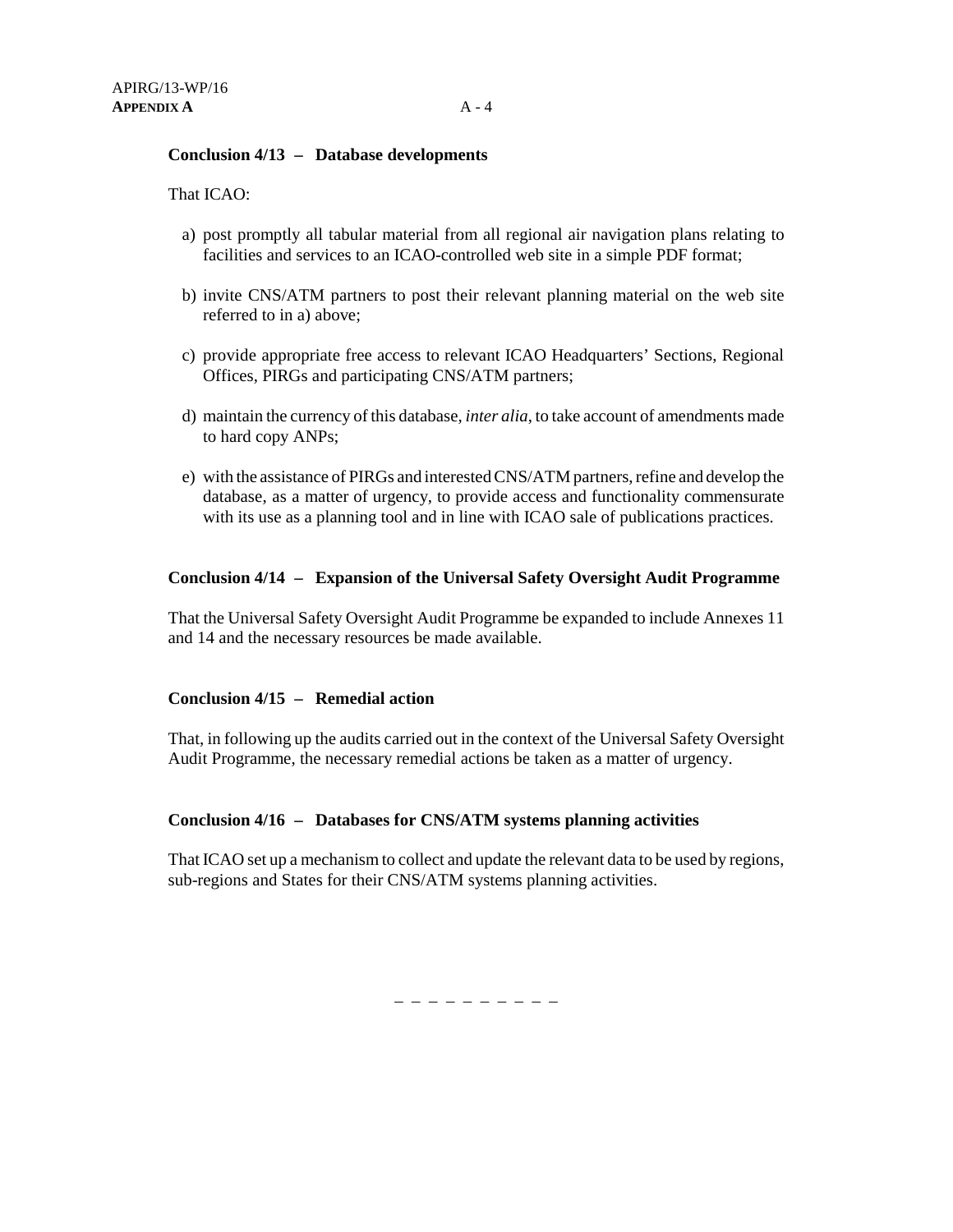**Conclusion 4/13 – Database developments**

That ICAO:

a) post promptly all tabular material from all regional air navigation plans relating to facilities and services to an ICAO-controlled web site in a simple PDF format;

b) invite CNS/ATM partners to post their relevant planning material on the web site referred to in a) above;

c) provide appropriate free access to relevant ICAO Headquarters' Sections, Regional Offices, PIRGs and participating CNS/ATM partners;

d) maintain the currency of this database, *inter alia*, to take account of amendments made to hard copy ANPs;

e) with the assistance of PIRGs and interested CNS/ATM partners, refine and develop the database, as a matter of urgency, to provide access and functionality commensurate with its use as a planning tool and in line with ICAO sale of publications practices.

**Conclusion 4/14 – Expansion of the Universal Safety Oversight Audit Programme**

That the Universal Safety Oversight Audit Programme be expanded to include Annexes 11 and 14 and the necessary resources be made available.

**Conclusion 4/15 – Remedial action**

That, in following up the audits carried out in the context of the Universal Safety Oversight Audit Programme, the necessary remedial actions be taken as a matter of urgency.

**Conclusion 4/16 – Databases for CNS/ATM systems planning activities**

That ICAO set up a mechanism to collect and update the relevant data to be used by regions, sub-regions and States for their CNS/ATM systems planning activities.

– – – – – – – – – –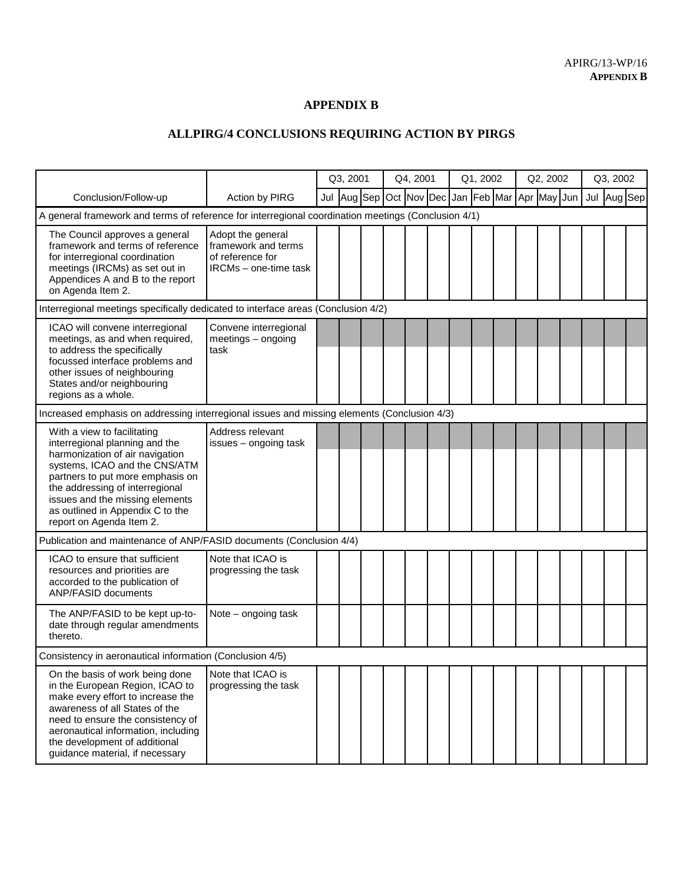# APPENDIX B

## ALLPIRG/4 CONCLUSIONS REQUIRING ACTION BY PIRGS

| | | Q3, 2001 | | | Q4, 2001 | | | Q1, 2002 | | | Q2, 2002 | | | Q3, 2002 | | |
|---|---|---|---|---|---|---|---|---|---|---|---|---|---|---|---|---|
| Conclusion/Follow-up | Action by PIRG | Jul | Aug | Sep | Oct | Nov | Dec | Jan | Feb | Mar | Apr | May | Jun | Jul | Aug | Sep |
| A general framework and terms of reference for interregional coordination meetings (Conclusion 4/1) | | | | | | | | | | | | | | | | |
| The Council approves a general framework and terms of reference for interregional coordination meetings (IRCMs) as set out in Appendices A and B to the report on Agenda Item 2. | Adopt the general framework and terms of reference for IRCMs – one-time task | | | | | | | | | | | | | | | |
| Interregional meetings specifically dedicated to interface areas (Conclusion 4/2) | | | | | | | | | | | | | | | | |
| ICAO will convene interregional meetings, as and when required, to address the specifically focussed interface problems and other issues of neighbouring States and/or neighbouring regions as a whole. | Convene interregional meetings – ongoing task | | | | | | | | | | | | | | | |
| Increased emphasis on addressing interregional issues and missing elements (Conclusion 4/3) | | | | | | | | | | | | | | | | |
| With a view to facilitating interregional planning and the harmonization of air navigation systems, ICAO and the CNS/ATM partners to put more emphasis on the addressing of interregional issues and the missing elements as outlined in Appendix C to the report on Agenda Item 2. | Address relevant issues – ongoing task | | | | | | | | | | | | | | | |
| Publication and maintenance of ANP/FASID documents (Conclusion 4/4) | | | | | | | | | | | | | | | | |
| ICAO to ensure that sufficient resources and priorities are accorded to the publication of ANP/FASID documents | Note that ICAO is progressing the task | | | | | | | | | | | | | | | |
| The ANP/FASID to be kept up-to-date through regular amendments thereto. | Note – ongoing task | | | | | | | | | | | | | | | |
| Consistency in aeronautical information (Conclusion 4/5) | | | | | | | | | | | | | | | | |
| On the basis of work being done in the European Region, ICAO to make every effort to increase the awareness of all States of the need to ensure the consistency of aeronautical information, including the development of additional guidance material, if necessary | Note that ICAO is progressing the task | | | | | | | | | | | | | | | |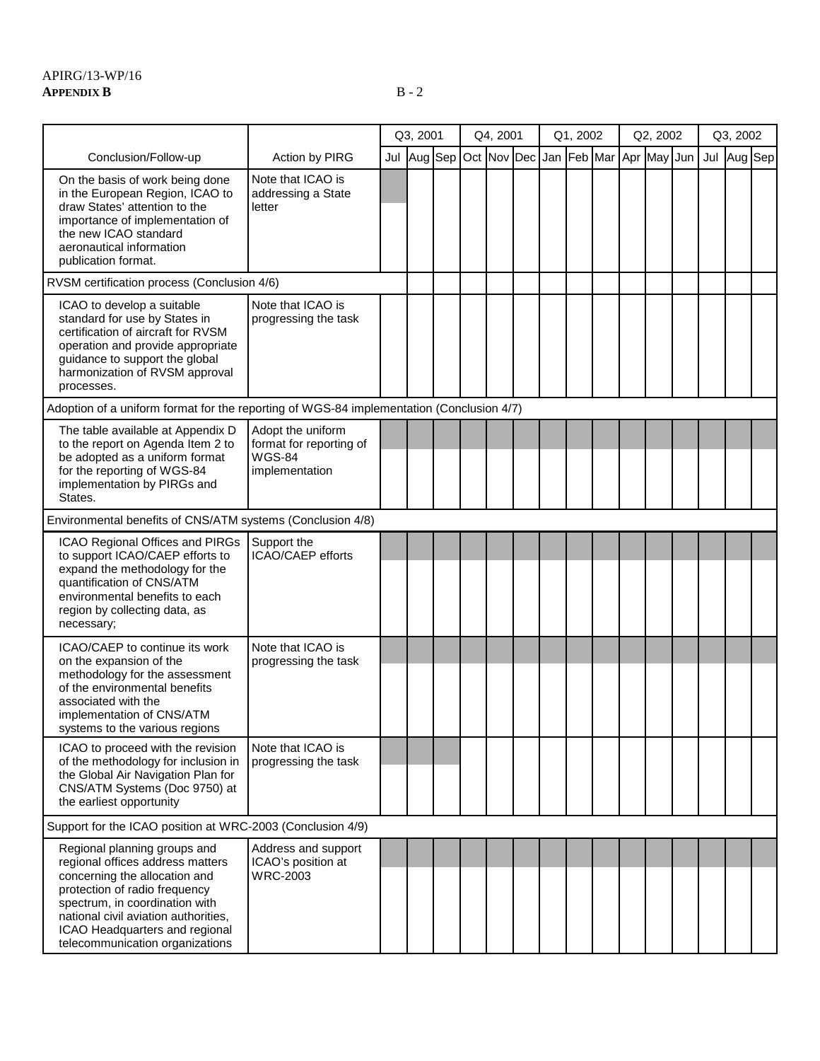| Conclusion/Follow-up | Action by PIRG | Q3, 2001 | | | Q4, 2001 | | | Q1, 2002 | | | Q2, 2002 | | | Q3, 2002 | | |
|---|---|---|---|---|---|---|---|---|---|---|---|---|---|---|---|---|
| | | Jul | Aug | Sep | Oct | Nov | Dec | Jan | Feb | Mar | Apr | May | Jun | Jul | Aug | Sep |
| On the basis of work being done in the European Region, ICAO to draw States' attention to the importance of implementation of the new ICAO standard aeronautical information publication format. | Note that ICAO is addressing a State letter | | | | | | | | | | | | | | | |
| RVSM certification process (Conclusion 4/6) | | | | | | | | | | | | | | | | |
| ICAO to develop a suitable standard for use by States in certification of aircraft for RVSM operation and provide appropriate guidance to support the global harmonization of RVSM approval processes. | Note that ICAO is progressing the task | | | | | | | | | | | | | | | |
| Adoption of a uniform format for the reporting of WGS-84 implementation (Conclusion 4/7) | | | | | | | | | | | | | | | | |
| The table available at Appendix D to the report on Agenda Item 2 to be adopted as a uniform format for the reporting of WGS-84 implementation by PIRGs and States. | Adopt the uniform format for reporting of WGS-84 implementation | | | | | | | | | | | | | | | |
| Environmental benefits of CNS/ATM systems (Conclusion 4/8) | | | | | | | | | | | | | | | | |
| ICAO Regional Offices and PIRGs to support ICAO/CAEP efforts to expand the methodology for the quantification of CNS/ATM environmental benefits to each region by collecting data, as necessary; | Support the ICAO/CAEP efforts | | | | | | | | | | | | | | | |
| ICAO/CAEP to continue its work on the expansion of the methodology for the assessment of the environmental benefits associated with the implementation of CNS/ATM systems to the various regions | Note that ICAO is progressing the task | | | | | | | | | | | | | | | |
| ICAO to proceed with the revision of the methodology for inclusion in the Global Air Navigation Plan for CNS/ATM Systems (Doc 9750) at the earliest opportunity | Note that ICAO is progressing the task | | | | | | | | | | | | | | | |
| Support for the ICAO position at WRC-2003 (Conclusion 4/9) | | | | | | | | | | | | | | | | |
| Regional planning groups and regional offices address matters concerning the allocation and protection of radio frequency spectrum, in coordination with national civil aviation authorities, ICAO Headquarters and regional telecommunication organizations | Address and support ICAO's position at WRC-2003 | | | | | | | | | | | | | | | |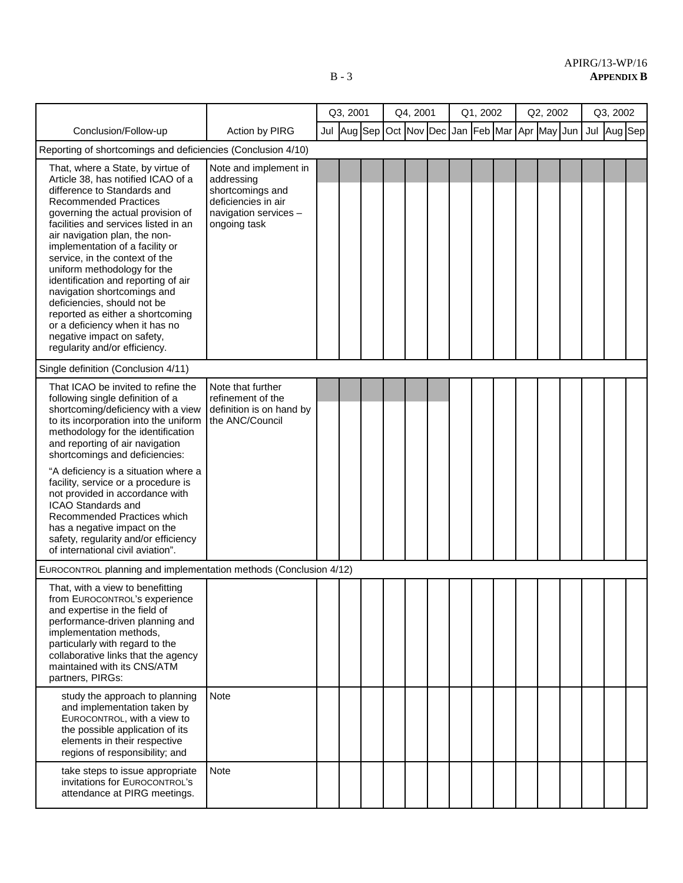| Conclusion/Follow-up | Action by PIRG | Q3, 2001 | | | Q4, 2001 | | | Q1, 2002 | | | Q2, 2002 | | | Q3, 2002 | | |
|---|---|---|---|---|---|---|---|---|---|---|---|---|---|---|---|---|
| | | Jul | Aug | Sep | Oct | Nov | Dec | Jan | Feb | Mar | Apr | May | Jun | Jul | Aug | Sep |
| **Reporting of shortcomings and deficiencies (Conclusion 4/10)** | | | | | | | | | | | | | | | | |
| That, where a State, by virtue of Article 38, has notified ICAO of a difference to Standards and Recommended Practices governing the actual provision of facilities and services listed in an air navigation plan, the non-implementation of a facility or service, in the context of the uniform methodology for the identification and reporting of air navigation shortcomings and deficiencies, should not be reported as either a shortcoming or a deficiency when it has no negative impact on safety, regularity and/or efficiency. | Note and implement in addressing shortcomings and deficiencies in air navigation services – ongoing task | | | | | | | | | | | | | | | |
| **Single definition (Conclusion 4/11)** | | | | | | | | | | | | | | | | |
| That ICAO be invited to refine the following single definition of a shortcoming/deficiency with a view to its incorporation into the uniform methodology for the identification and reporting of air navigation shortcomings and deficiencies: “A deficiency is a situation where a facility, service or a procedure is not provided in accordance with ICAO Standards and Recommended Practices which has a negative impact on the safety, regularity and/or efficiency of international civil aviation”. | Note that further refinement of the definition is on hand by the ANC/Council | | | | | | | | | | | | | | | |
| **EUROCONTROL planning and implementation methods (Conclusion 4/12)** | | | | | | | | | | | | | | | | |
| That, with a view to benefitting from EUROCONTROL’s experience and expertise in the field of performance-driven planning and implementation methods, particularly with regard to the collaborative links that the agency maintained with its CNS/ATM partners, PIRGs: | | | | | | | | | | | | | | | | |
| study the approach to planning and implementation taken by EUROCONTROL, with a view to the possible application of its elements in their respective regions of responsibility; and | Note | | | | | | | | | | | | | | | |
| take steps to issue appropriate invitations for EUROCONTROL’s attendance at PIRG meetings. | Note | | | | | | | | | | | | | | | |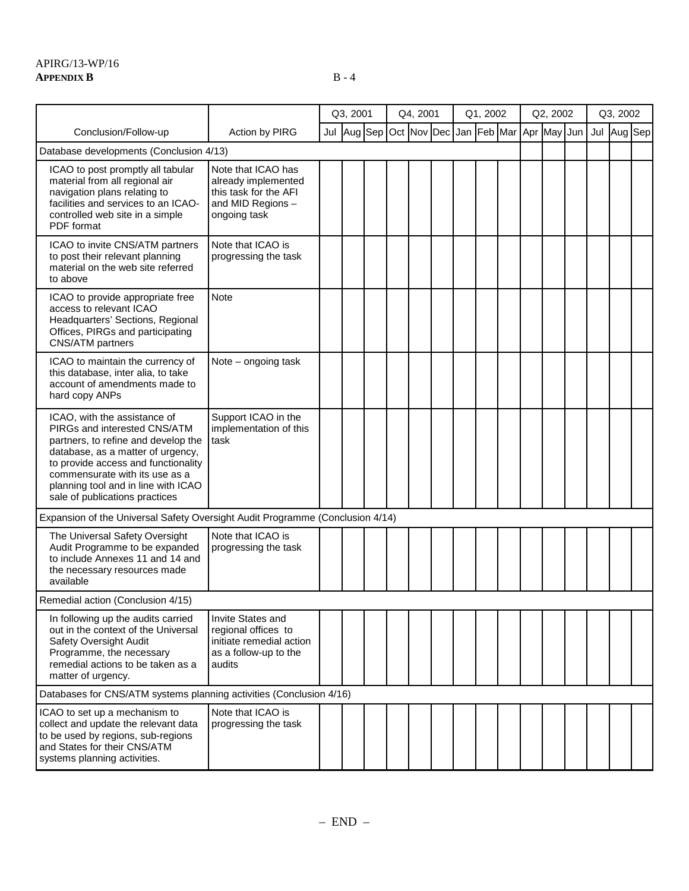| | | Q3, 2001 | | | Q4, 2001 | | | Q1, 2002 | | | Q2, 2002 | | | Q3, 2002 | | |
|---|---|---|---|---|---|---|---|---|---|---|---|---|---|---|---|---|
| Conclusion/Follow-up | Action by PIRG | Jul | Aug | Sep | Oct | Nov | Dec | Jan | Feb | Mar | Apr | May | Jun | Jul | Aug | Sep |
| Database developments (Conclusion 4/13) | | | | | | | | | | | | | | | | |
| ICAO to post promptly all tabular material from all regional air navigation plans relating to facilities and services to an ICAO-controlled web site in a simple PDF format | Note that ICAO has already implemented this task for the AFI and MID Regions – ongoing task | | | | | | | | | | | | | | | |
| ICAO to invite CNS/ATM partners to post their relevant planning material on the web site referred to above | Note that ICAO is progressing the task | | | | | | | | | | | | | | | |
| ICAO to provide appropriate free access to relevant ICAO Headquarters' Sections, Regional Offices, PIRGs and participating CNS/ATM partners | Note | | | | | | | | | | | | | | | |
| ICAO to maintain the currency of this database, inter alia, to take account of amendments made to hard copy ANPs | Note – ongoing task | | | | | | | | | | | | | | | |
| ICAO, with the assistance of PIRGs and interested CNS/ATM partners, to refine and develop the database, as a matter of urgency, to provide access and functionality commensurate with its use as a planning tool and in line with ICAO sale of publications practices | Support ICAO in the implementation of this task | | | | | | | | | | | | | | | |
| Expansion of the Universal Safety Oversight Audit Programme (Conclusion 4/14) | | | | | | | | | | | | | | | | |
| The Universal Safety Oversight Audit Programme to be expanded to include Annexes 11 and 14 and the necessary resources made available | Note that ICAO is progressing the task | | | | | | | | | | | | | | | |
| Remedial action (Conclusion 4/15) | | | | | | | | | | | | | | | | |
| In following up the audits carried out in the context of the Universal Safety Oversight Audit Programme, the necessary remedial actions to be taken as a matter of urgency. | Invite States and regional offices to initiate remedial action as a follow-up to the audits | | | | | | | | | | | | | | | |
| Databases for CNS/ATM systems planning activities (Conclusion 4/16) | | | | | | | | | | | | | | | | |
| ICAO to set up a mechanism to collect and update the relevant data to be used by regions, sub-regions and States for their CNS/ATM systems planning activities. | Note that ICAO is progressing the task | | | | | | | | | | | | | | | |

– END –